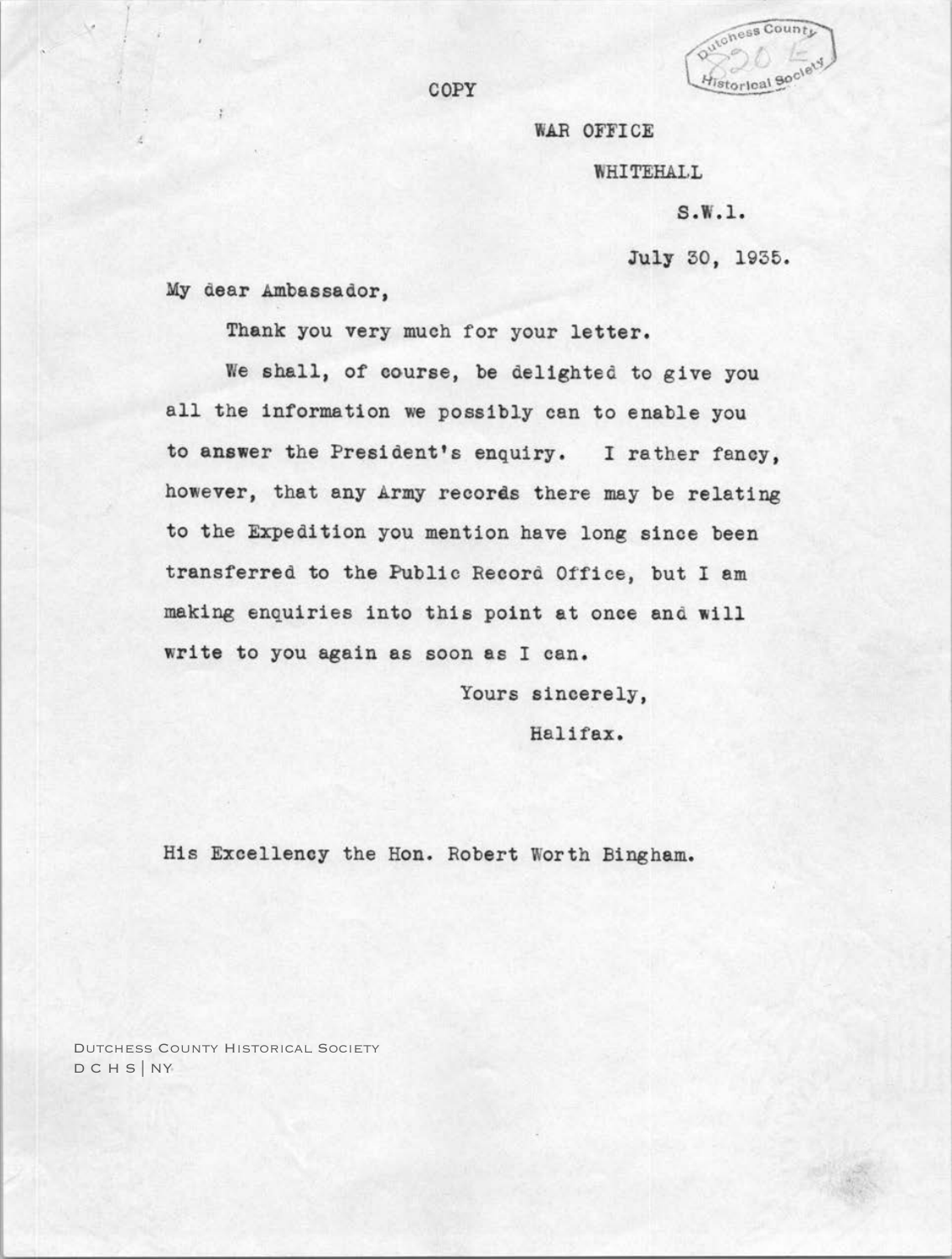COPY

WAR OFFICE

WHITEHALL

S.W.1.

July 30, 1935.

My dear Ambassador,

Thank you very much for your letter.

We shall, of course, be delighted to give you all the information we possibly can to enable you to answer the President's enquiry. I rather fancy, however, that any Army records there may be relating to the Expedition you mention have long since been transferred to the Public Record Office, but I am making enquiries into this point at once and will write to you again as soon as I can.

Yours sincerely,

Halifax.

His Excellency the Hon. Robert Worth Bingham.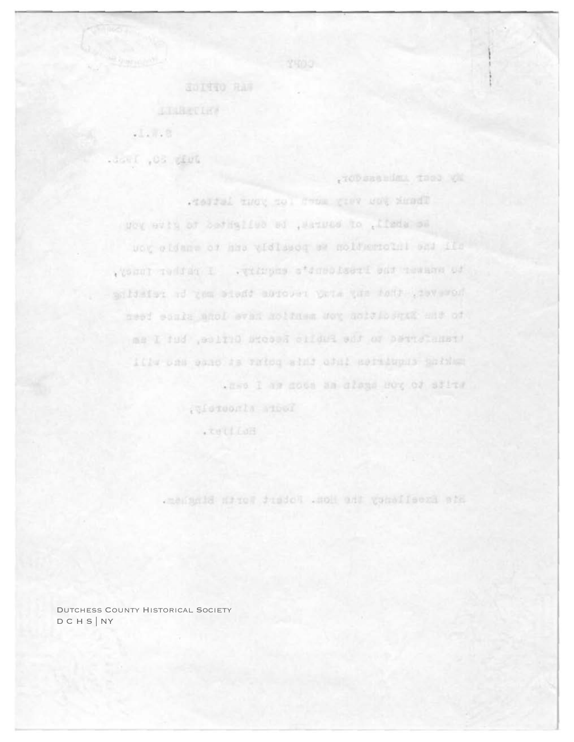COPY

WAR OFFICE

WHITEHALL

S.W.1.

July 30, 1936.

My dear Ambassador,

Thank you very much for your letter.

We shall, of course, be delighted to give you all the information we possibly can to enable you to answer the President's enquiry. I rather fancy, however, that any army records there may be relating to the Expedition you mention have long since been transferred to the Public Record Office, but I am making enquiries into this point at once and will write to you again as soon as I can.

Yours sincerely,

Hollier.

His Excellency the Hon. Robert Worth Bingham.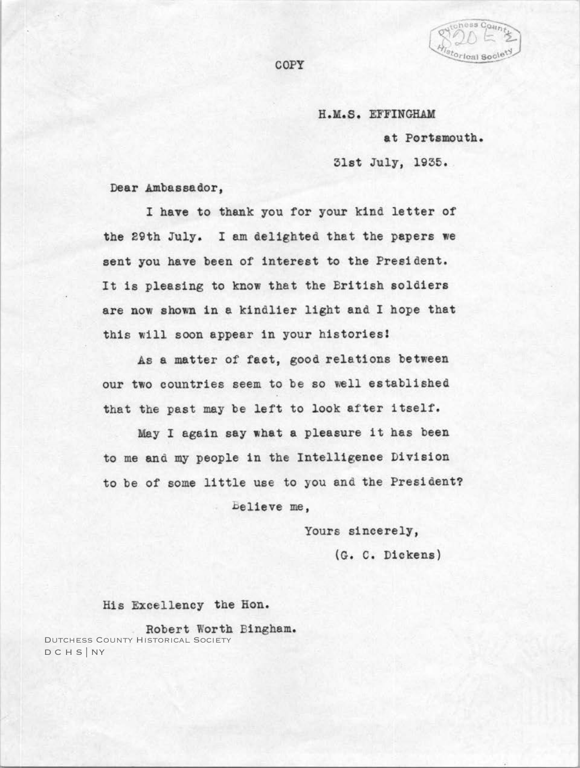COPY

H.M.S. EFFINGHAM

at Portsmouth.

31st July, 1935.

Dear Ambassador,

I have to thank you for your kind letter of the 29th July. I am delighted that the papers we sent you have been of interest to the President. It is pleasing to know that the British soldiers are now shown in a kindlier light and I hope that this will soon appear in your histories!

As a matter of fact, good relations between our two countries seem to be so well established that the past may be left to look after itself.

May I again say what a pleasure it has been to me and my people in the Intelligence Division to be of some little use to you and the President?

Believe me,

Yours sincerely,

(G. C. Dickens)

His Excellency the Hon.

Robert Worth Bingham.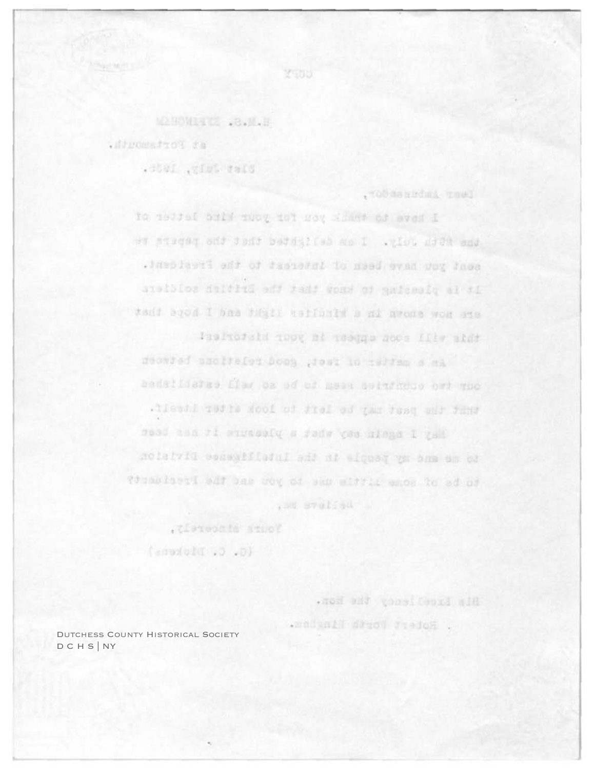COPY

H.M.S. EFFINGHAM

at Portsmouth.

31st July, 1935.

Dear Ambassador,

I have to thank you for your kind letter of the 25th July. I am delighted that the papers we sent you have been of interest to the President. It is pleasing to know that the British soldiers are now shown in a kindlier light and I hope that this will soon appear in your histories!

As a matter of fact, good relations between our two countries seem to be so well established that the past may be left to look after itself.

May I again say what a pleasure it has been to me and my people in the Intelligence Division to be of some little use to you and the President?

Believe me,

Yours sincerely,

(G. C. Dickens)

His Excellency the Hon.

Robert Worth Bingham.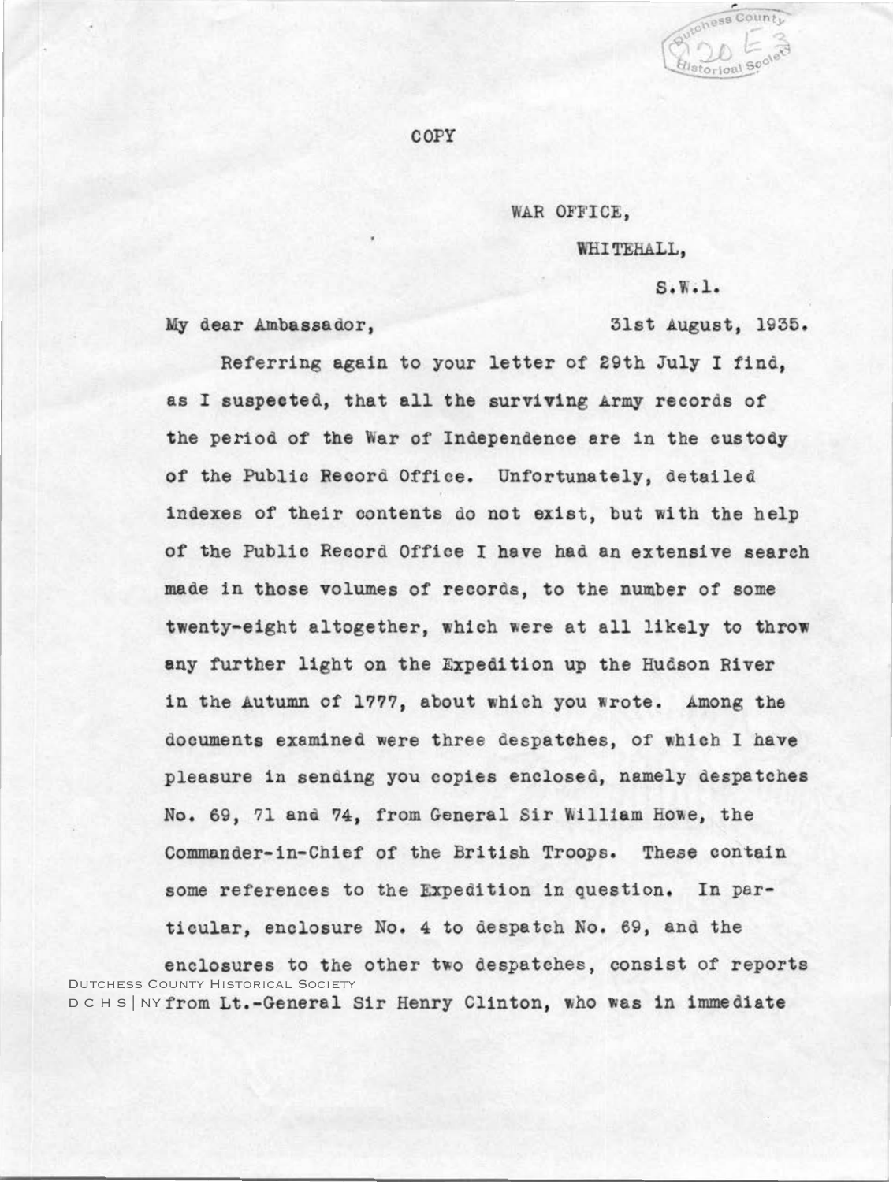COPY

WAR OFFICE,

WHITEHALL,

S.W.1.

My dear Ambassador, 31st August, 1935.

Referring again to your letter of 29th July I find, as I suspected, that all the surviving Army records of the period of the War of Independence are in the custody of the Public Record Office. Unfortunately, detailed indexes of their contents do not exist, but with the help of the Public Record Office I have had an extensive search made in those volumes of records, to the number of some twenty-eight altogether, which were at all likely to throw any further light on the Expedition up the Hudson River in the Autumn of 1777, about which you wrote. Among the documents examined were three despatches, of which I have pleasure in sending you copies enclosed, namely despatches No. 69, 71 and 74, from General Sir William Howe, the Commander-in-Chief of the British Troops. These contain some references to the Expedition in question. In particular, enclosure No. 4 to despatch No. 69, and the enclosures to the other two despatches, consist of reports from Lt.-General Sir Henry Clinton, who was in immediate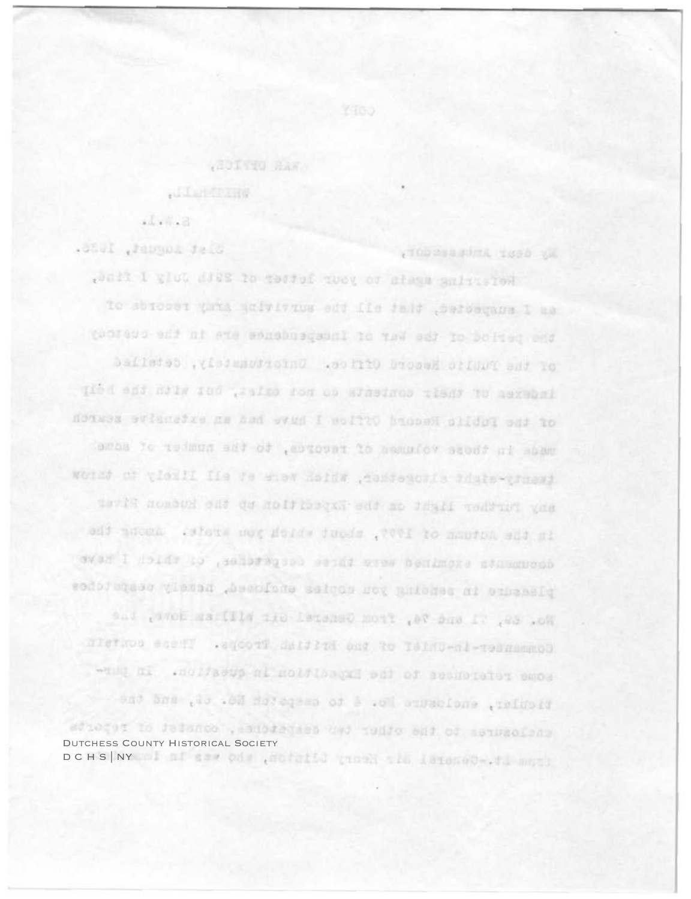COPY

WAR OFFICE,

WHITEHALL,

S.W.1.

My dear Ambassador, 31st August, 1932.

Referring again to your letter of 29th July I find, as I suspected, that all the surviving Army records of the period of the War of Independence are in the custody of the Public Record Office. Unfortunately, detailed indexes of their contents do not exist, but with the help of the Public Record Office I have had an extensive search made in those volumes of records, to the number of some twenty-eight altogether, which were at all likely to throw any further light on the Expedition up the Hudson River in the Autumn of 1777, about which you wrote. Among the documents examined were three despatches, of which I have pleasure in sending you copies enclosed, namely despatches No. 69, 71 and 74, from General Sir William Howe, the Commander-in-Chief of the British Troops. These contain some references to the Expedition in question. In particular, enclosure No. 4 to despatch No. 69, and the enclosures to the other two despatches, consist of reports from Lt.-General Sir Henry Clinton, who was in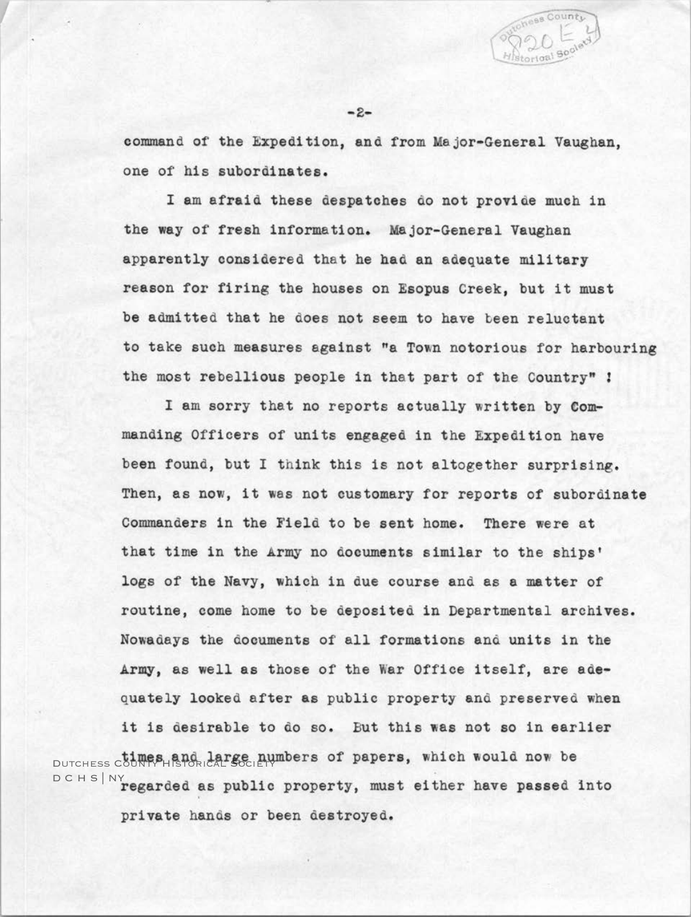command of the Expedition, and from Major-General Vaughan, one of his subordinates.

I am afraid these despatches do not provide much in the way of fresh information. Major-General Vaughan apparently considered that he had an adequate military reason for firing the houses on Esopus Creek, but it must be admitted that he does not seem to have been reluctant to take such measures against "a Town notorious for harbouring the most rebellious people in that part of the Country" !

I am sorry that no reports actually written by Commanding Officers of units engaged in the Expedition have been found, but I think this is not altogether surprising. Then, as now, it was not customary for reports of subordinate Commanders in the Field to be sent home. There were at that time in the Army no documents similar to the ships' logs of the Navy, which in due course and as a matter of routine, come home to be deposited in Departmental archives. Nowadays the documents of all formations and units in the Army, as well as those of the War Office itself, are adequately looked after as public property and preserved when it is desirable to do so. But this was not so in earlier times and large numbers of papers, which would now be regarded as public property, must either have passed into private hands or been destroyed.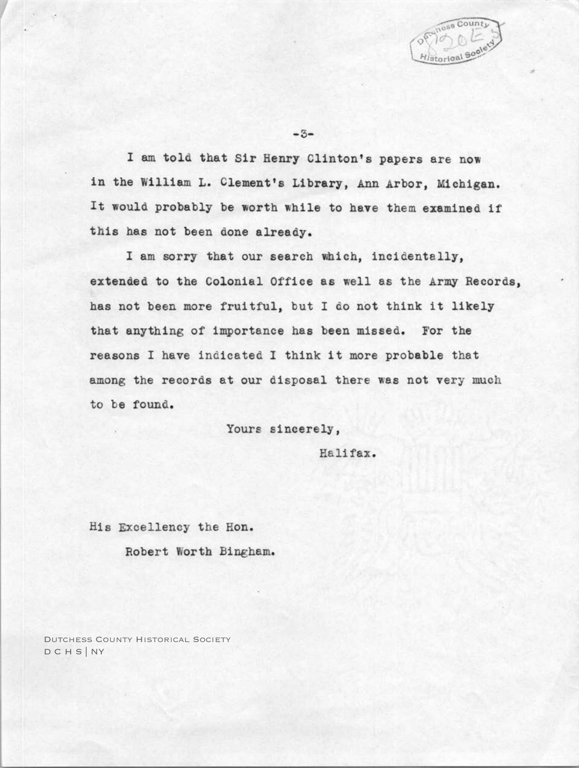I am told that Sir Henry Clinton's papers are now in the William L. Clement's Library, Ann Arbor, Michigan. It would probably be worth while to have them examined if this has not been done already.

I am sorry that our search which, incidentally, extended to the Colonial Office as well as the Army Records, has not been more fruitful, but I do not think it likely that anything of importance has been missed. For the reasons I have indicated I think it more probable that among the records at our disposal there was not very much to be found.

Yours sincerely,

Halifax.

His Excellency the Hon.

Robert Worth Bingham.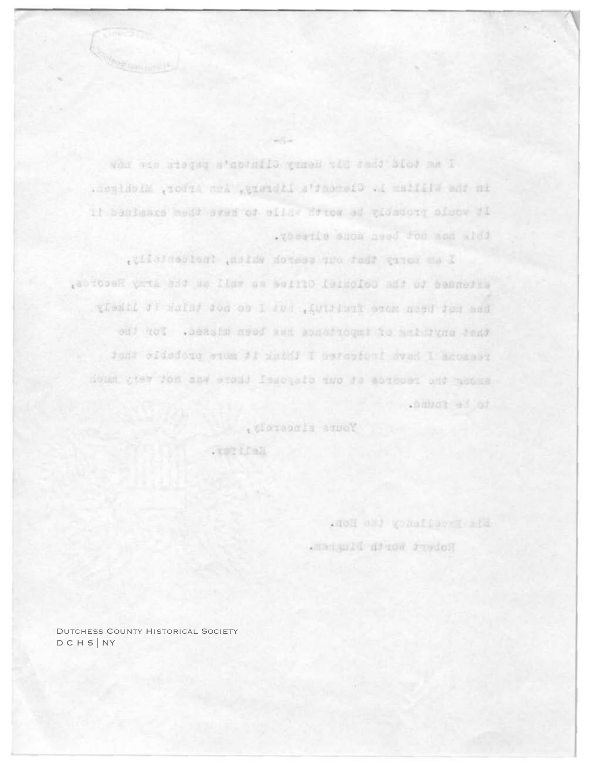I am told that Sir Henry Clinton's papers are now in the William L. Clement's Library, Ann Arbor, Michigan. It would probably be worth while to have them examined if this has not been done already.

I am sorry that our search which, incidentally, extended to the Colonial Office as well as the Army Records, has not been more fruitful, but I do not think it likely that anything of importance has been missed. For the reasons I have indicated I think it more probable that among the records at our disposal there was not very much to be found.

Yours sincerely,

Halifax.

His Excellency the Hon.
Robert Worth Bingham.